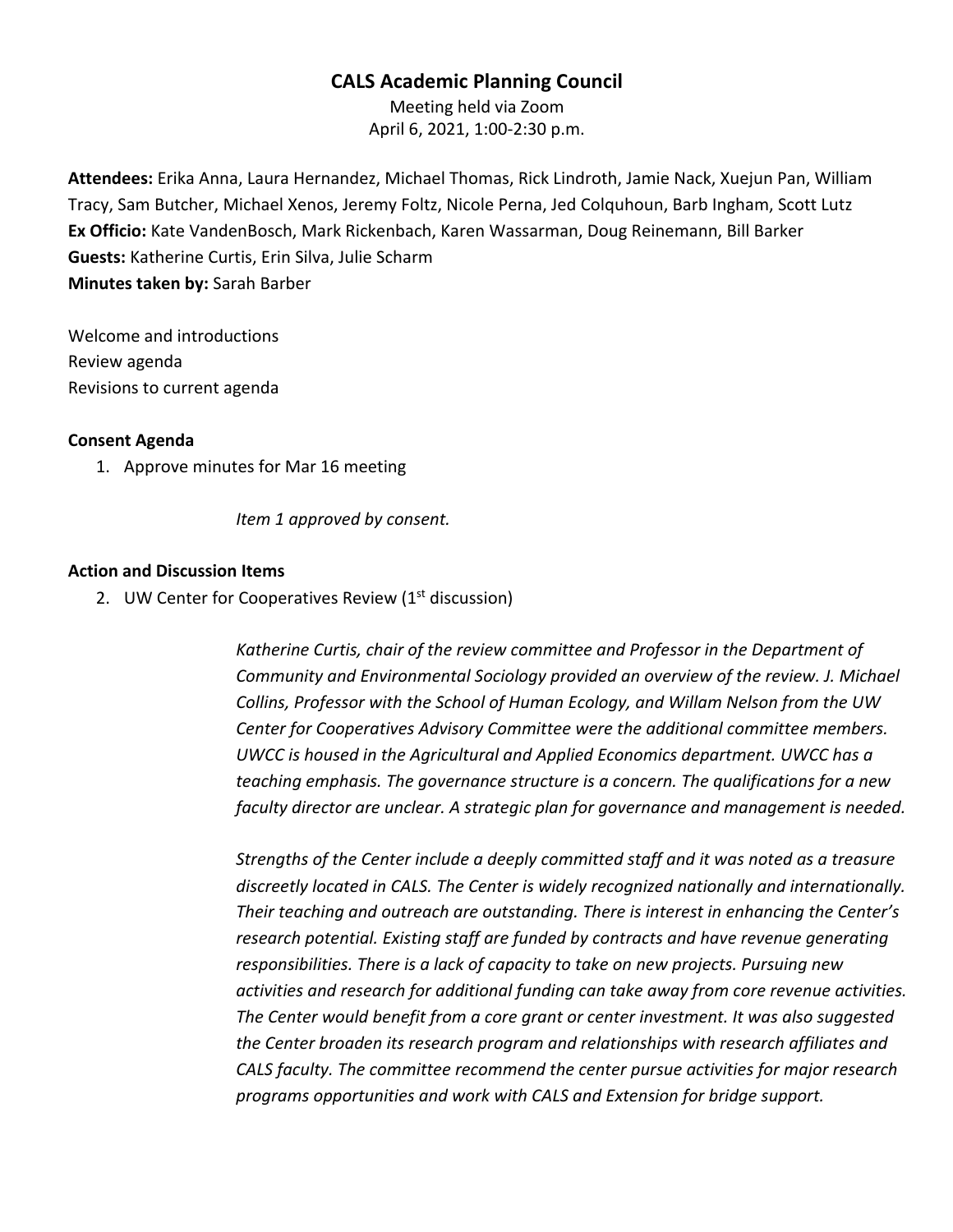# CALS Academic Planning Council

Meeting held via Zoom
April 6, 2021, 1:00-2:30 p.m.

**Attendees:** Erika Anna, Laura Hernandez, Michael Thomas, Rick Lindroth, Jamie Nack, Xuejun Pan, William Tracy, Sam Butcher, Michael Xenos, Jeremy Foltz, Nicole Perna, Jed Colquhoun, Barb Ingham, Scott Lutz
**Ex Officio:** Kate VandenBosch, Mark Rickenbach, Karen Wassarman, Doug Reinemann, Bill Barker
**Guests:** Katherine Curtis, Erin Silva, Julie Scharm
**Minutes taken by:** Sarah Barber

Welcome and introductions
Review agenda
Revisions to current agenda

**Consent Agenda**

1. Approve minutes for Mar 16 meeting

*Item 1 approved by consent.*

**Action and Discussion Items**

2. UW Center for Cooperatives Review (1st discussion)

*Katherine Curtis, chair of the review committee and Professor in the Department of Community and Environmental Sociology provided an overview of the review. J. Michael Collins, Professor with the School of Human Ecology, and Willam Nelson from the UW Center for Cooperatives Advisory Committee were the additional committee members. UWCC is housed in the Agricultural and Applied Economics department. UWCC has a teaching emphasis. The governance structure is a concern. The qualifications for a new faculty director are unclear. A strategic plan for governance and management is needed.*

*Strengths of the Center include a deeply committed staff and it was noted as a treasure discreetly located in CALS. The Center is widely recognized nationally and internationally. Their teaching and outreach are outstanding. There is interest in enhancing the Center's research potential. Existing staff are funded by contracts and have revenue generating responsibilities. There is a lack of capacity to take on new projects. Pursuing new activities and research for additional funding can take away from core revenue activities. The Center would benefit from a core grant or center investment. It was also suggested the Center broaden its research program and relationships with research affiliates and CALS faculty. The committee recommend the center pursue activities for major research programs opportunities and work with CALS and Extension for bridge support.*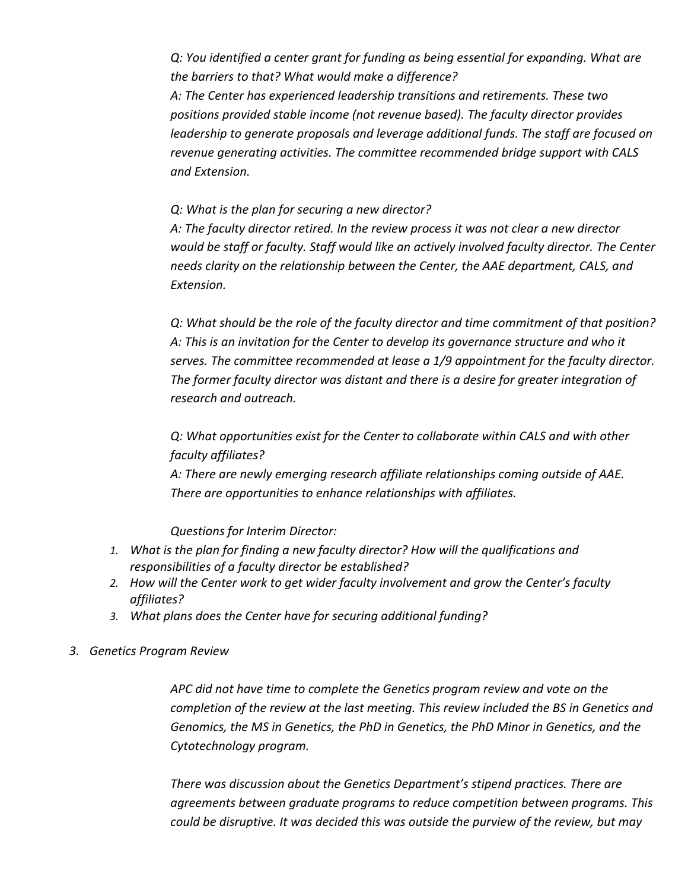*Q: You identified a center grant for funding as being essential for expanding. What are the barriers to that? What would make a difference?*
*A: The Center has experienced leadership transitions and retirements. These two positions provided stable income (not revenue based). The faculty director provides leadership to generate proposals and leverage additional funds. The staff are focused on revenue generating activities. The committee recommended bridge support with CALS and Extension.*

*Q: What is the plan for securing a new director?*
*A: The faculty director retired. In the review process it was not clear a new director would be staff or faculty. Staff would like an actively involved faculty director. The Center needs clarity on the relationship between the Center, the AAE department, CALS, and Extension.*

*Q: What should be the role of the faculty director and time commitment of that position?*
*A: This is an invitation for the Center to develop its governance structure and who it serves. The committee recommended at lease a 1/9 appointment for the faculty director. The former faculty director was distant and there is a desire for greater integration of research and outreach.*

*Q: What opportunities exist for the Center to collaborate within CALS and with other faculty affiliates?*
*A: There are newly emerging research affiliate relationships coming outside of AAE. There are opportunities to enhance relationships with affiliates.*

*Questions for Interim Director:*

1. *What is the plan for finding a new faculty director? How will the qualifications and responsibilities of a faculty director be established?*
2. *How will the Center work to get wider faculty involvement and grow the Center's faculty affiliates?*
3. *What plans does the Center have for securing additional funding?*

3. *Genetics Program Review*

*APC did not have time to complete the Genetics program review and vote on the completion of the review at the last meeting. This review included the BS in Genetics and Genomics, the MS in Genetics, the PhD in Genetics, the PhD Minor in Genetics, and the Cytotechnology program.*

*There was discussion about the Genetics Department's stipend practices. There are agreements between graduate programs to reduce competition between programs. This could be disruptive. It was decided this was outside the purview of the review, but may*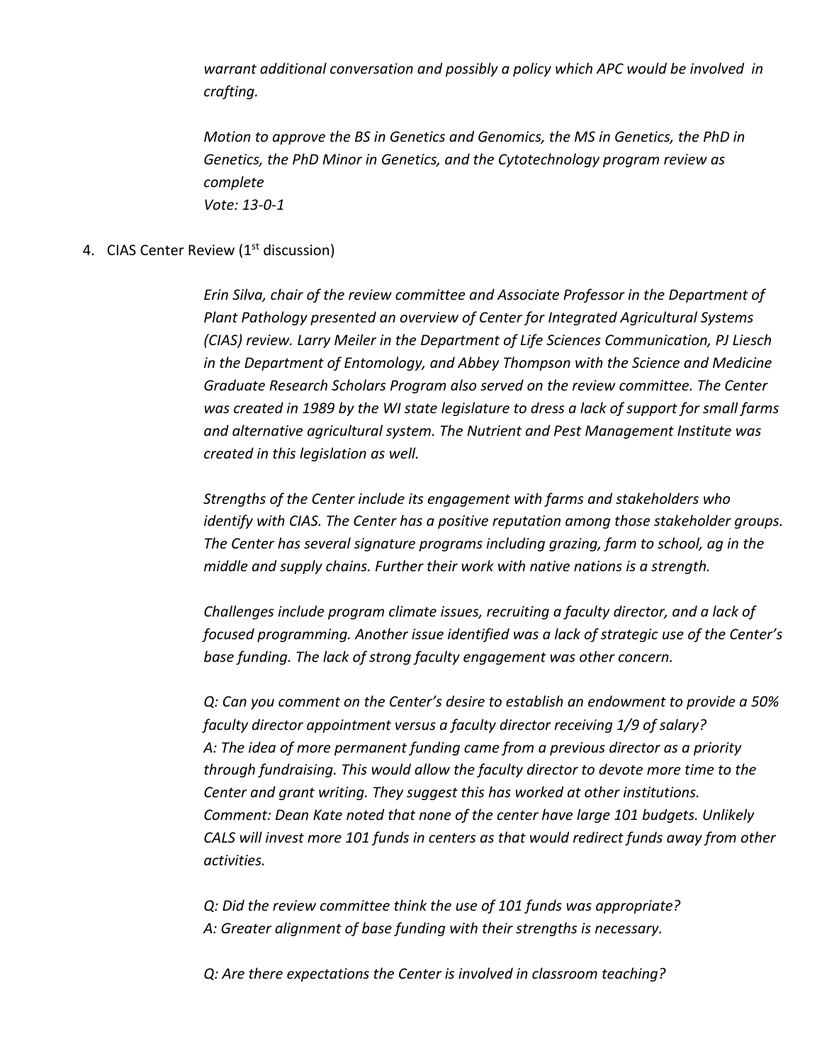*warrant additional conversation and possibly a policy which APC would be involved in crafting.*

*Motion to approve the BS in Genetics and Genomics, the MS in Genetics, the PhD in Genetics, the PhD Minor in Genetics, and the Cytotechnology program review as complete*
*Vote: 13-0-1*

4. CIAS Center Review (1st discussion)

*Erin Silva, chair of the review committee and Associate Professor in the Department of Plant Pathology presented an overview of Center for Integrated Agricultural Systems (CIAS) review. Larry Meiler in the Department of Life Sciences Communication, PJ Liesch in the Department of Entomology, and Abbey Thompson with the Science and Medicine Graduate Research Scholars Program also served on the review committee. The Center was created in 1989 by the WI state legislature to dress a lack of support for small farms and alternative agricultural system. The Nutrient and Pest Management Institute was created in this legislation as well.*

*Strengths of the Center include its engagement with farms and stakeholders who identify with CIAS. The Center has a positive reputation among those stakeholder groups. The Center has several signature programs including grazing, farm to school, ag in the middle and supply chains. Further their work with native nations is a strength.*

*Challenges include program climate issues, recruiting a faculty director, and a lack of focused programming. Another issue identified was a lack of strategic use of the Center's base funding. The lack of strong faculty engagement was other concern.*

*Q: Can you comment on the Center's desire to establish an endowment to provide a 50% faculty director appointment versus a faculty director receiving 1/9 of salary?*
*A: The idea of more permanent funding came from a previous director as a priority through fundraising. This would allow the faculty director to devote more time to the Center and grant writing. They suggest this has worked at other institutions.*
*Comment: Dean Kate noted that none of the center have large 101 budgets. Unlikely CALS will invest more 101 funds in centers as that would redirect funds away from other activities.*

*Q: Did the review committee think the use of 101 funds was appropriate?*
*A: Greater alignment of base funding with their strengths is necessary.*

*Q: Are there expectations the Center is involved in classroom teaching?*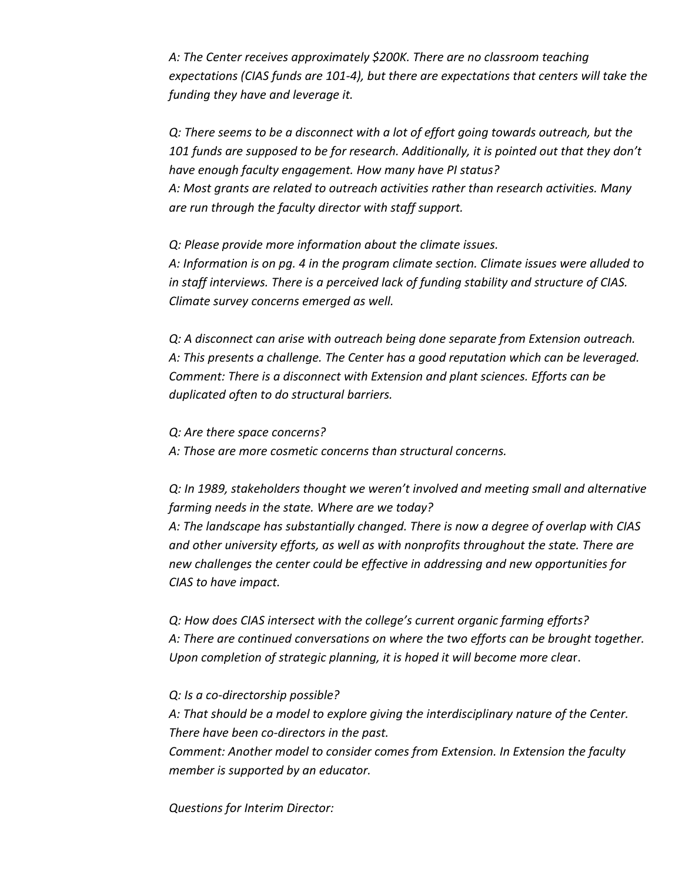*A: The Center receives approximately $200K. There are no classroom teaching expectations (CIAS funds are 101-4), but there are expectations that centers will take the funding they have and leverage it.*

*Q: There seems to be a disconnect with a lot of effort going towards outreach, but the 101 funds are supposed to be for research. Additionally, it is pointed out that they don't have enough faculty engagement. How many have PI status?*
*A: Most grants are related to outreach activities rather than research activities. Many are run through the faculty director with staff support.*

*Q: Please provide more information about the climate issues.*
*A: Information is on pg. 4 in the program climate section. Climate issues were alluded to in staff interviews. There is a perceived lack of funding stability and structure of CIAS. Climate survey concerns emerged as well.*

*Q: A disconnect can arise with outreach being done separate from Extension outreach.*
*A: This presents a challenge. The Center has a good reputation which can be leveraged.*
*Comment: There is a disconnect with Extension and plant sciences. Efforts can be duplicated often to do structural barriers.*

*Q: Are there space concerns?*
*A: Those are more cosmetic concerns than structural concerns.*

*Q: In 1989, stakeholders thought we weren't involved and meeting small and alternative farming needs in the state. Where are we today?*
*A: The landscape has substantially changed. There is now a degree of overlap with CIAS and other university efforts, as well as with nonprofits throughout the state. There are new challenges the center could be effective in addressing and new opportunities for CIAS to have impact.*

*Q: How does CIAS intersect with the college's current organic farming efforts?*
*A: There are continued conversations on where the two efforts can be brought together. Upon completion of strategic planning, it is hoped it will become more clear.*

*Q: Is a co-directorship possible?*
*A: That should be a model to explore giving the interdisciplinary nature of the Center. There have been co-directors in the past.*
*Comment: Another model to consider comes from Extension. In Extension the faculty member is supported by an educator.*

*Questions for Interim Director:*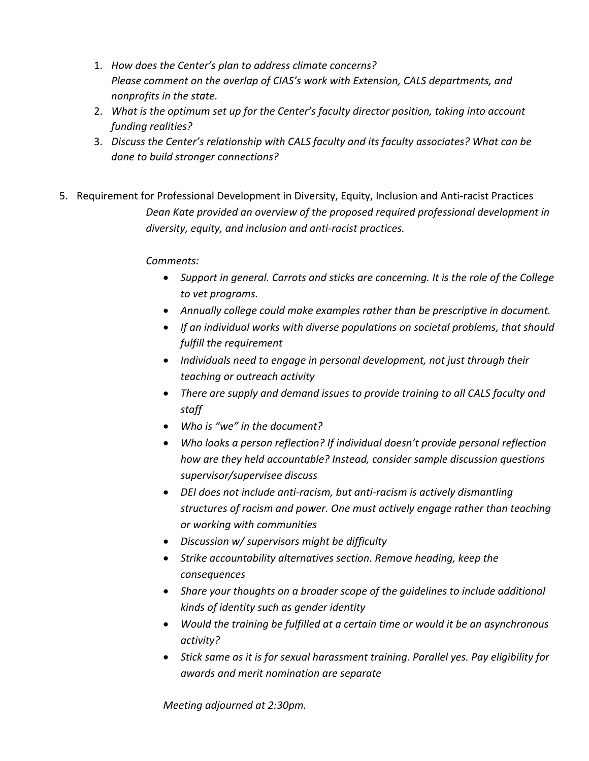1. *How does the Center's plan to address climate concerns?*
   *Please comment on the overlap of CIAS's work with Extension, CALS departments, and nonprofits in the state.*
2. *What is the optimum set up for the Center's faculty director position, taking into account funding realities?*
3. *Discuss the Center's relationship with CALS faculty and its faculty associates? What can be done to build stronger connections?*

5. Requirement for Professional Development in Diversity, Equity, Inclusion and Anti-racist Practices

   *Dean Kate provided an overview of the proposed required professional development in diversity, equity, and inclusion and anti-racist practices.*

   *Comments:*

   - *Support in general. Carrots and sticks are concerning. It is the role of the College to vet programs.*
   - *Annually college could make examples rather than be prescriptive in document.*
   - *If an individual works with diverse populations on societal problems, that should fulfill the requirement*
   - *Individuals need to engage in personal development, not just through their teaching or outreach activity*
   - *There are supply and demand issues to provide training to all CALS faculty and staff*
   - *Who is "we" in the document?*
   - *Who looks a person reflection? If individual doesn't provide personal reflection how are they held accountable? Instead, consider sample discussion questions supervisor/supervisee discuss*
   - *DEI does not include anti-racism, but anti-racism is actively dismantling structures of racism and power. One must actively engage rather than teaching or working with communities*
   - *Discussion w/ supervisors might be difficulty*
   - *Strike accountability alternatives section. Remove heading, keep the consequences*
   - *Share your thoughts on a broader scope of the guidelines to include additional kinds of identity such as gender identity*
   - *Would the training be fulfilled at a certain time or would it be an asynchronous activity?*
   - *Stick same as it is for sexual harassment training. Parallel yes. Pay eligibility for awards and merit nomination are separate*

   *Meeting adjourned at 2:30pm.*